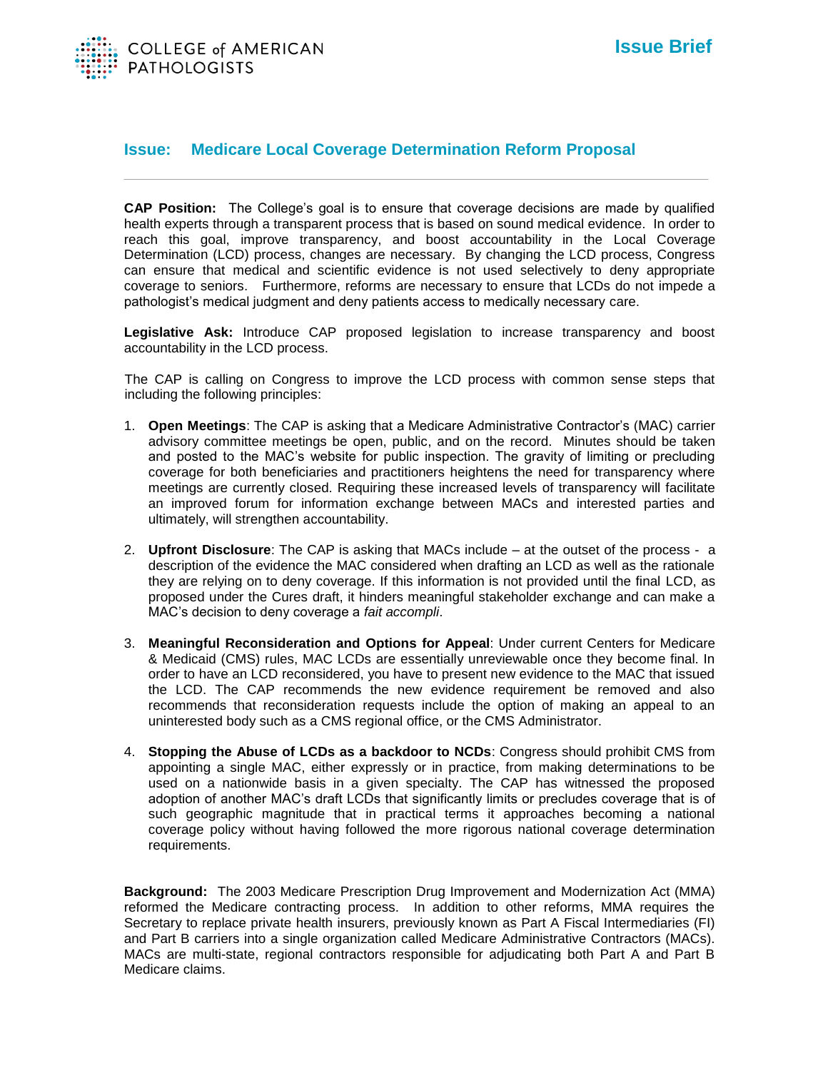COLLEGE of AMERICAN PATHOLOGISTS

**Issue Brief**

## Issue: Medicare Local Coverage Determination Reform Proposal

**CAP Position:** The College's goal is to ensure that coverage decisions are made by qualified health experts through a transparent process that is based on sound medical evidence. In order to reach this goal, improve transparency, and boost accountability in the Local Coverage Determination (LCD) process, changes are necessary. By changing the LCD process, Congress can ensure that medical and scientific evidence is not used selectively to deny appropriate coverage to seniors. Furthermore, reforms are necessary to ensure that LCDs do not impede a pathologist's medical judgment and deny patients access to medically necessary care.

**Legislative Ask:** Introduce CAP proposed legislation to increase transparency and boost accountability in the LCD process.

The CAP is calling on Congress to improve the LCD process with common sense steps that including the following principles:

1. **Open Meetings**: The CAP is asking that a Medicare Administrative Contractor's (MAC) carrier advisory committee meetings be open, public, and on the record. Minutes should be taken and posted to the MAC's website for public inspection. The gravity of limiting or precluding coverage for both beneficiaries and practitioners heightens the need for transparency where meetings are currently closed. Requiring these increased levels of transparency will facilitate an improved forum for information exchange between MACs and interested parties and ultimately, will strengthen accountability.

2. **Upfront Disclosure**: The CAP is asking that MACs include – at the outset of the process - a description of the evidence the MAC considered when drafting an LCD as well as the rationale they are relying on to deny coverage. If this information is not provided until the final LCD, as proposed under the Cures draft, it hinders meaningful stakeholder exchange and can make a MAC's decision to deny coverage a *fait accompli*.

3. **Meaningful Reconsideration and Options for Appeal**: Under current Centers for Medicare & Medicaid (CMS) rules, MAC LCDs are essentially unreviewable once they become final. In order to have an LCD reconsidered, you have to present new evidence to the MAC that issued the LCD. The CAP recommends the new evidence requirement be removed and also recommends that reconsideration requests include the option of making an appeal to an uninterested body such as a CMS regional office, or the CMS Administrator.

4. **Stopping the Abuse of LCDs as a backdoor to NCDs**: Congress should prohibit CMS from appointing a single MAC, either expressly or in practice, from making determinations to be used on a nationwide basis in a given specialty. The CAP has witnessed the proposed adoption of another MAC's draft LCDs that significantly limits or precludes coverage that is of such geographic magnitude that in practical terms it approaches becoming a national coverage policy without having followed the more rigorous national coverage determination requirements.

**Background:** The 2003 Medicare Prescription Drug Improvement and Modernization Act (MMA) reformed the Medicare contracting process. In addition to other reforms, MMA requires the Secretary to replace private health insurers, previously known as Part A Fiscal Intermediaries (FI) and Part B carriers into a single organization called Medicare Administrative Contractors (MACs). MACs are multi-state, regional contractors responsible for adjudicating both Part A and Part B Medicare claims.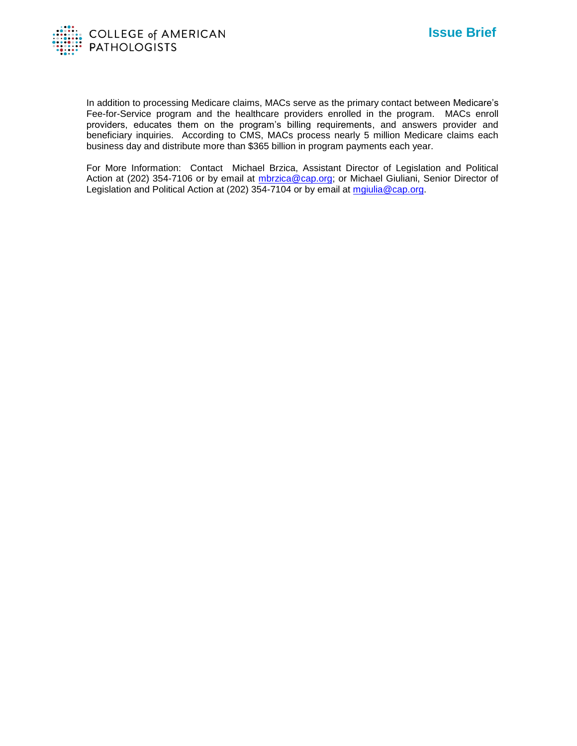In addition to processing Medicare claims, MACs serve as the primary contact between Medicare's Fee-for-Service program and the healthcare providers enrolled in the program. MACs enroll providers, educates them on the program's billing requirements, and answers provider and beneficiary inquiries. According to CMS, MACs process nearly 5 million Medicare claims each business day and distribute more than $365 billion in program payments each year.

For More Information: Contact Michael Brzica, Assistant Director of Legislation and Political Action at (202) 354-7106 or by email at mbrzica@cap.org; or Michael Giuliani, Senior Director of Legislation and Political Action at (202) 354-7104 or by email at mgiulia@cap.org.